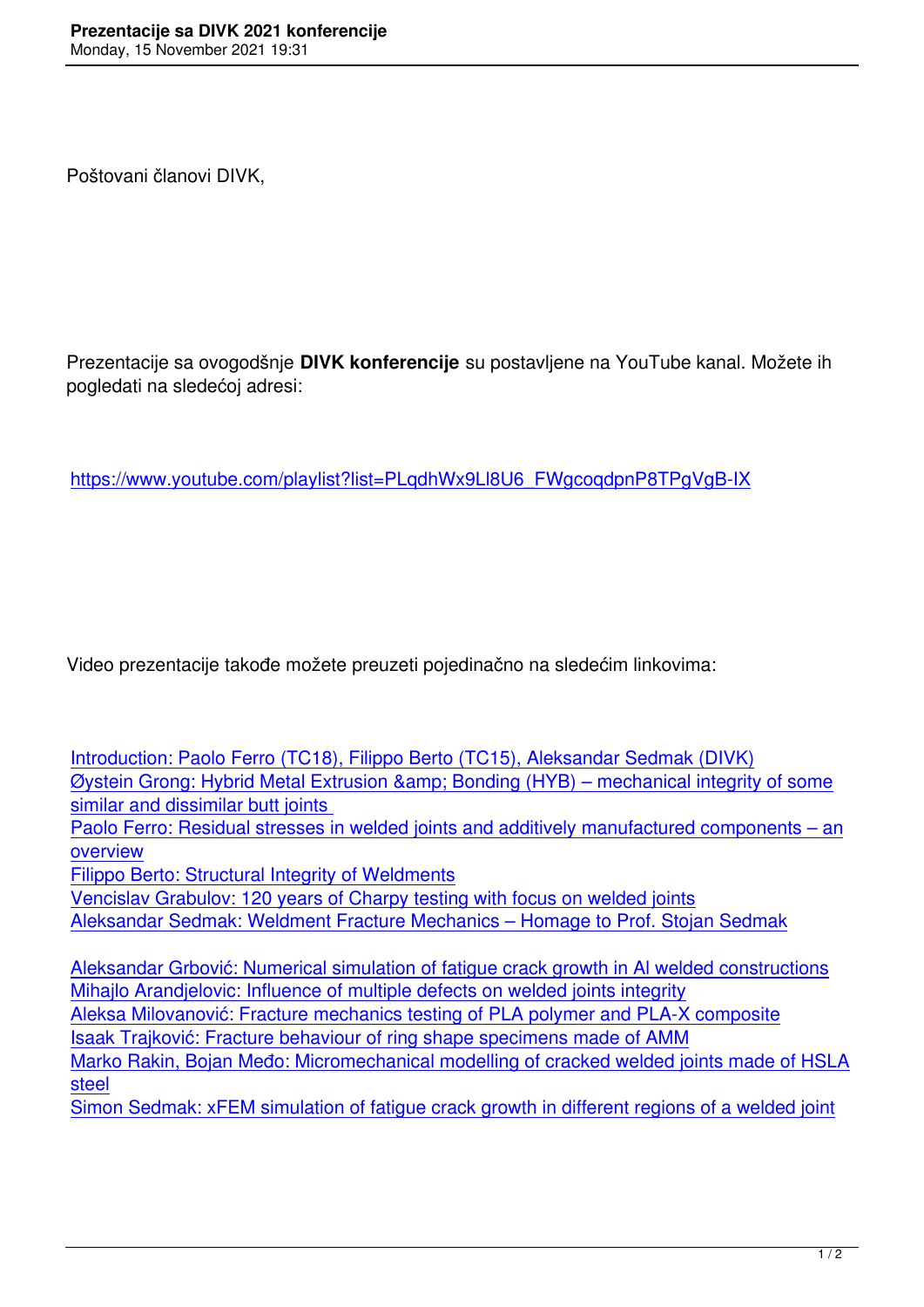Poštovani članovi DIVK,

Prezentacije sa ovogodšnje **DIVK konferencije** su postavljene na YouTube kanal. Možete ih pogledati na sledećoj adresi:

https://www.youtube.com/playlist?list=PLqdhWx9Ll8U6_FWgcoqdpnP8TPgVgB-IX

Video prezentacije takođe možete preuzeti pojedinačno na sledećim linkovima:

Introduction: Paolo Ferro (TC18), Filippo Berto (TC15), Aleksandar Sedmak (DIVK)
Øystein Grong: Hybrid Metal Extrusion &amp; Bonding (HYB) – mechanical integrity of some similar and dissimilar butt joints
Paolo Ferro: Residual stresses in welded joints and additively manufactured components – an overview
Filippo Berto: Structural Integrity of Weldments
Vencislav Grabulov: 120 years of Charpy testing with focus on welded joints
Aleksandar Sedmak: Weldment Fracture Mechanics – Homage to Prof. Stojan Sedmak

Aleksandar Grbović: Numerical simulation of fatigue crack growth in Al welded constructions
Mihajlo Arandjelovic: Influence of multiple defects on welded joints integrity
Aleksa Milovanović: Fracture mechanics testing of PLA polymer and PLA-X composite
Isaak Trajković: Fracture behaviour of ring shape specimens made of AMM
Marko Rakin, Bojan Međo: Micromechanical modelling of cracked welded joints made of HSLA steel
Simon Sedmak: xFEM simulation of fatigue crack growth in different regions of a welded joint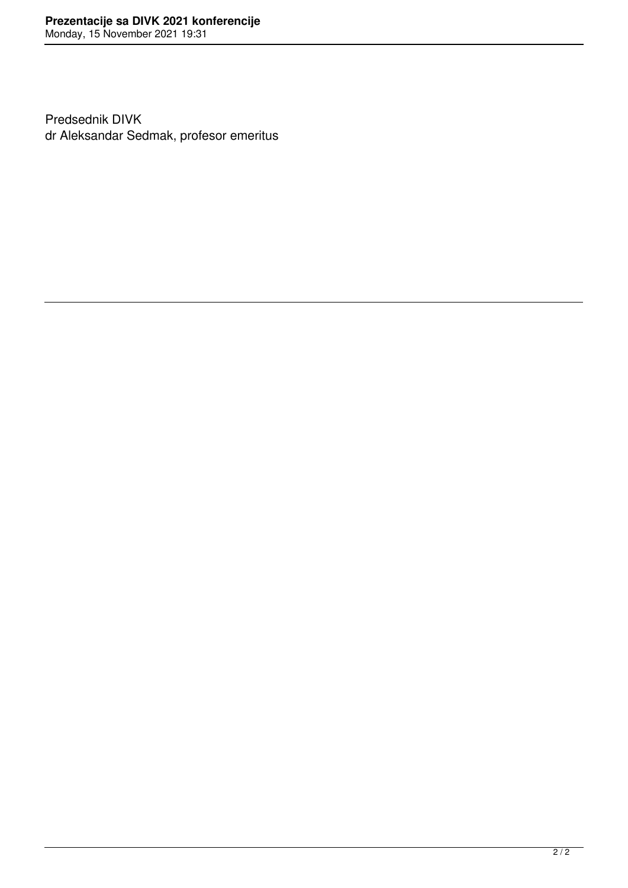Predsednik DIVK
dr Aleksandar Sedmak, profesor emeritus